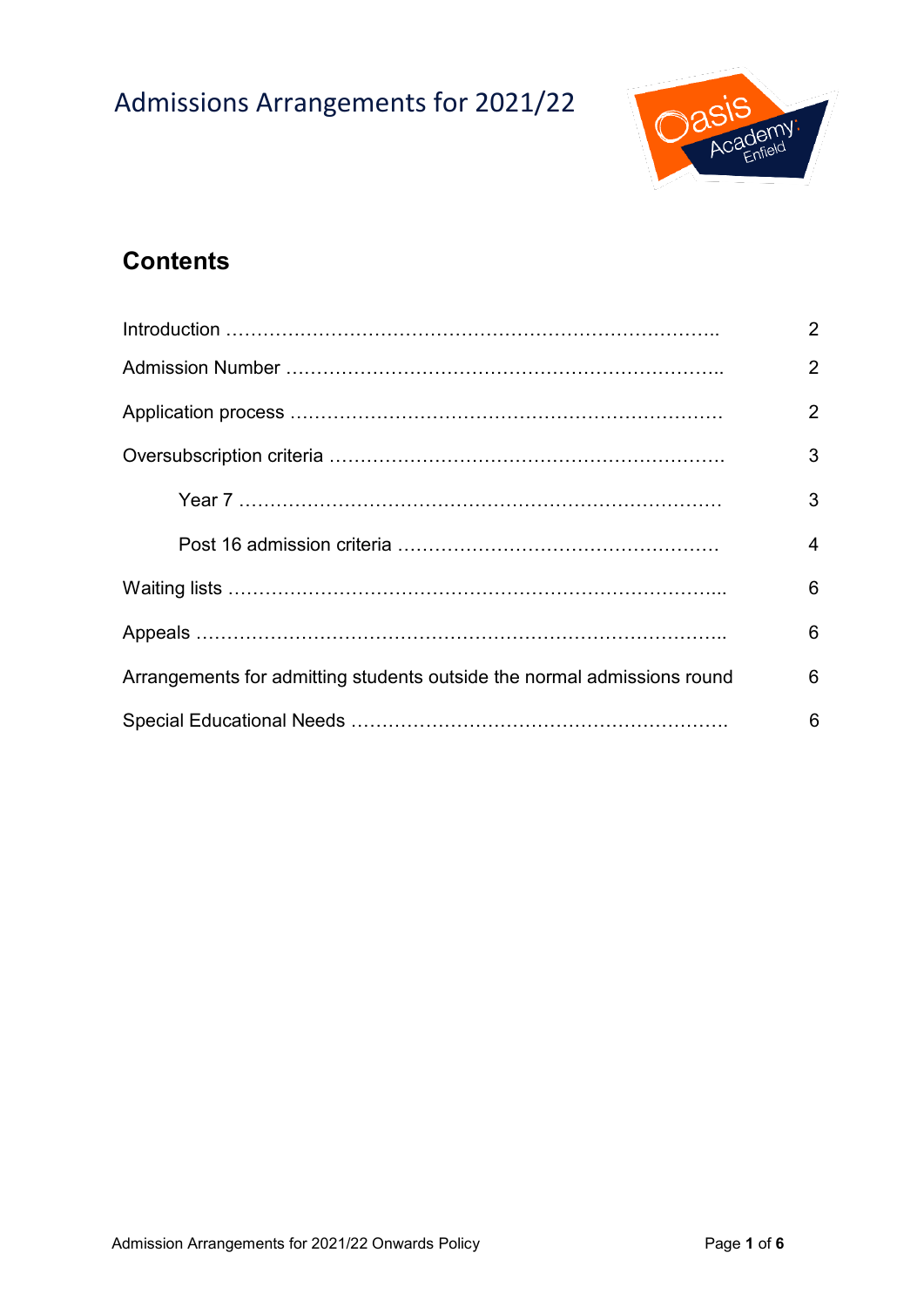# Admissions Arrangements for 2021/22

## Contents

| | |
|---|---|
| Introduction …………………………………………………………………….. | 2 |
| Admission Number ………………………………………………………….. | 2 |
| Application process …………………………………………………………. | 2 |
| Oversubscription criteria ……………………………………………………. | 3 |
| Year 7 …………………………………………………………………. | 3 |
| Post 16 admission criteria ……………………………………………. | 4 |
| Waiting lists …………………………………………………………………... | 6 |
| Appeals ………………………………………………………………………... | 6 |
| Arrangements for admitting students outside the normal admissions round | 6 |
| Special Educational Needs …………………………………………………. | 6 |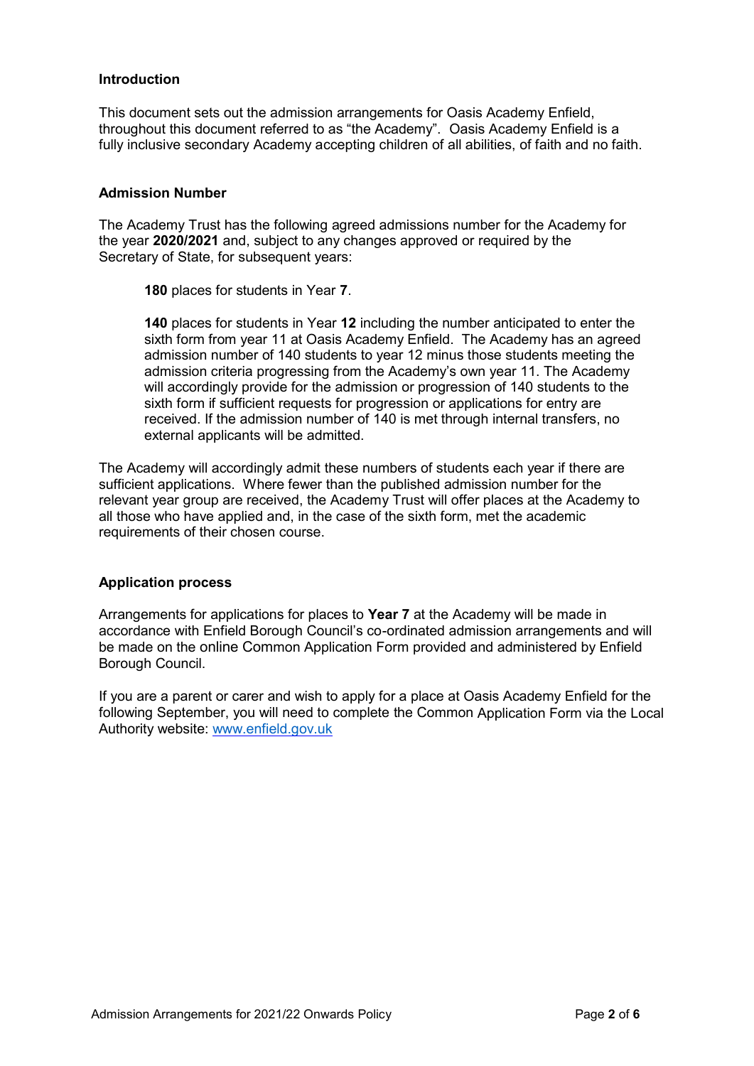## Introduction

This document sets out the admission arrangements for Oasis Academy Enfield, throughout this document referred to as "the Academy". Oasis Academy Enfield is a fully inclusive secondary Academy accepting children of all abilities, of faith and no faith.

## Admission Number

The Academy Trust has the following agreed admissions number for the Academy for the year **2020/2021** and, subject to any changes approved or required by the Secretary of State, for subsequent years:

**180** places for students in Year **7**.

**140** places for students in Year **12** including the number anticipated to enter the sixth form from year 11 at Oasis Academy Enfield. The Academy has an agreed admission number of 140 students to year 12 minus those students meeting the admission criteria progressing from the Academy's own year 11. The Academy will accordingly provide for the admission or progression of 140 students to the sixth form if sufficient requests for progression or applications for entry are received. If the admission number of 140 is met through internal transfers, no external applicants will be admitted.

The Academy will accordingly admit these numbers of students each year if there are sufficient applications. Where fewer than the published admission number for the relevant year group are received, the Academy Trust will offer places at the Academy to all those who have applied and, in the case of the sixth form, met the academic requirements of their chosen course.

## Application process

Arrangements for applications for places to **Year 7** at the Academy will be made in accordance with Enfield Borough Council's co-ordinated admission arrangements and will be made on the online Common Application Form provided and administered by Enfield Borough Council.

If you are a parent or carer and wish to apply for a place at Oasis Academy Enfield for the following September, you will need to complete the Common Application Form via the Local Authority website: [www.enfield.gov.uk](http://www.enfield.gov.uk)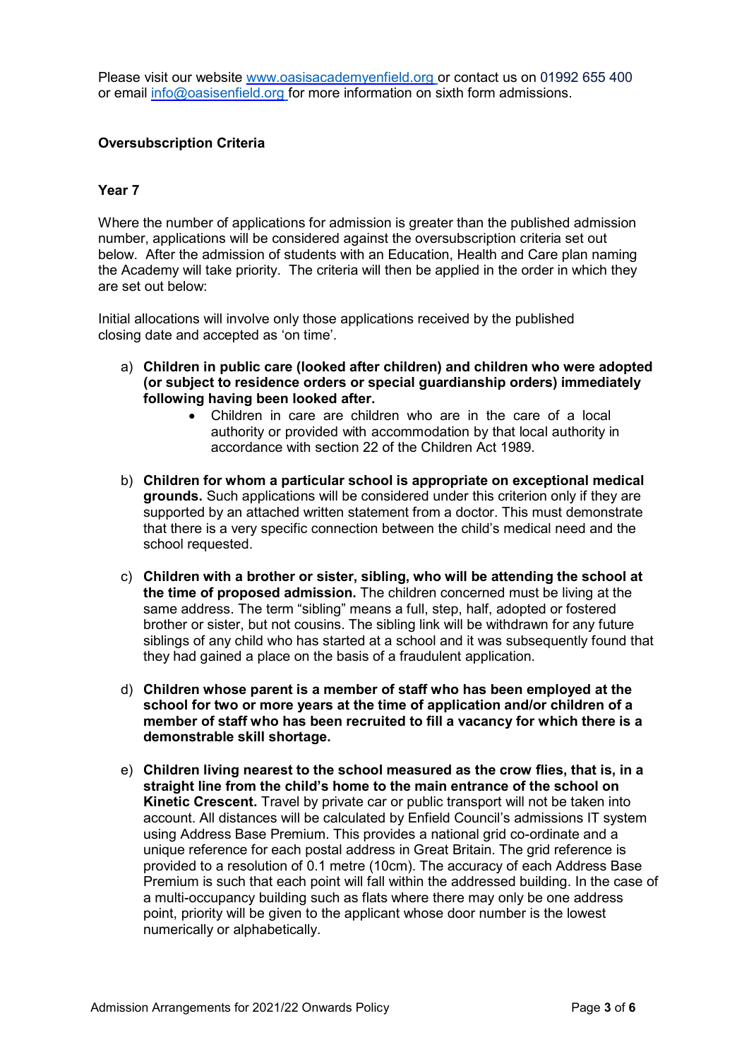Please visit our website [www.oasisacademyenfield.org](www.oasisacademyenfield.org) or contact us on 01992 655 400 or email [info@oasisenfield.org](mailto:info@oasisenfield.org) for more information on sixth form admissions.

**Oversubscription Criteria**

**Year 7**

Where the number of applications for admission is greater than the published admission number, applications will be considered against the oversubscription criteria set out below. After the admission of students with an Education, Health and Care plan naming the Academy will take priority. The criteria will then be applied in the order in which they are set out below:

Initial allocations will involve only those applications received by the published closing date and accepted as 'on time'.

a) **Children in public care (looked after children) and children who were adopted (or subject to residence orders or special guardianship orders) immediately following having been looked after.**
    - Children in care are children who are in the care of a local authority or provided with accommodation by that local authority in accordance with section 22 of the Children Act 1989.

b) **Children for whom a particular school is appropriate on exceptional medical grounds.** Such applications will be considered under this criterion only if they are supported by an attached written statement from a doctor. This must demonstrate that there is a very specific connection between the child's medical need and the school requested.

c) **Children with a brother or sister, sibling, who will be attending the school at the time of proposed admission.** The children concerned must be living at the same address. The term "sibling" means a full, step, half, adopted or fostered brother or sister, but not cousins. The sibling link will be withdrawn for any future siblings of any child who has started at a school and it was subsequently found that they had gained a place on the basis of a fraudulent application.

d) **Children whose parent is a member of staff who has been employed at the school for two or more years at the time of application and/or children of a member of staff who has been recruited to fill a vacancy for which there is a demonstrable skill shortage.**

e) **Children living nearest to the school measured as the crow flies, that is, in a straight line from the child's home to the main entrance of the school on Kinetic Crescent.** Travel by private car or public transport will not be taken into account. All distances will be calculated by Enfield Council's admissions IT system using Address Base Premium. This provides a national grid co-ordinate and a unique reference for each postal address in Great Britain. The grid reference is provided to a resolution of 0.1 metre (10cm). The accuracy of each Address Base Premium is such that each point will fall within the addressed building. In the case of a multi-occupancy building such as flats where there may only be one address point, priority will be given to the applicant whose door number is the lowest numerically or alphabetically.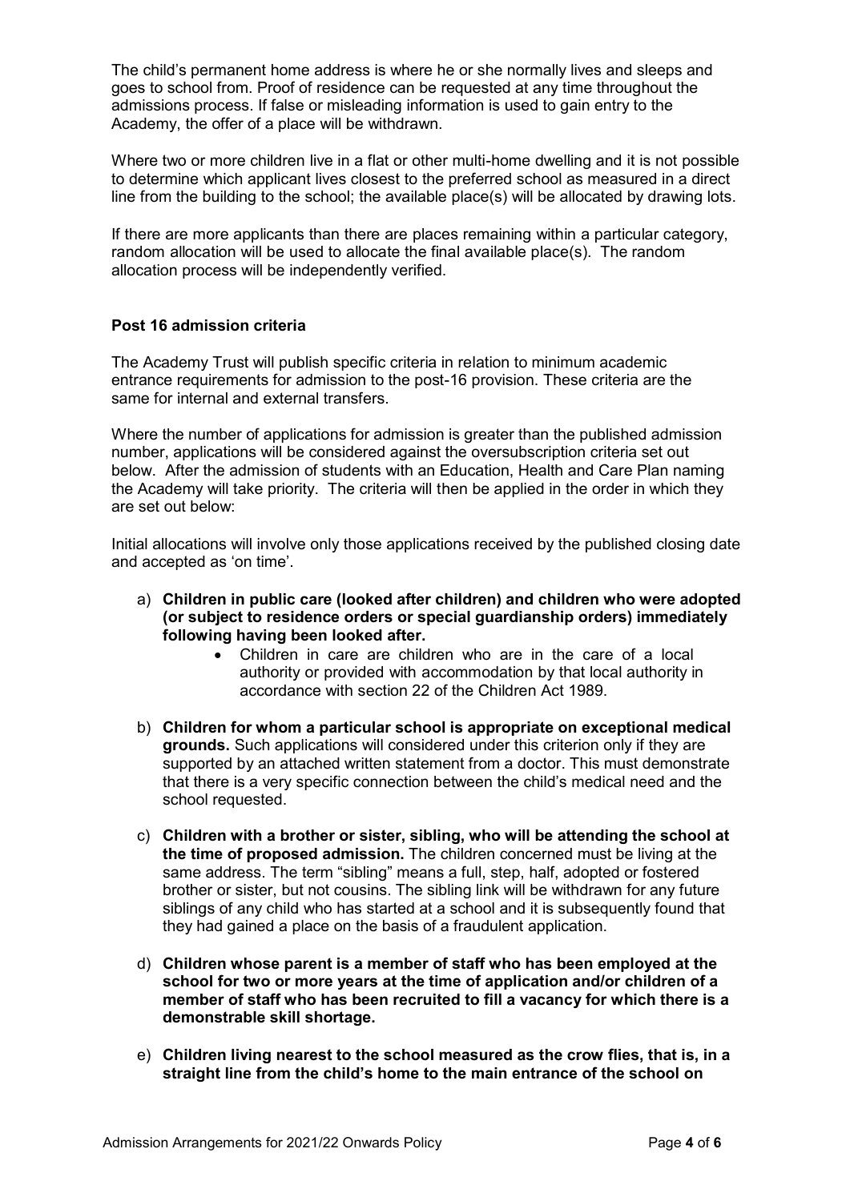The child's permanent home address is where he or she normally lives and sleeps and goes to school from. Proof of residence can be requested at any time throughout the admissions process. If false or misleading information is used to gain entry to the Academy, the offer of a place will be withdrawn.

Where two or more children live in a flat or other multi-home dwelling and it is not possible to determine which applicant lives closest to the preferred school as measured in a direct line from the building to the school; the available place(s) will be allocated by drawing lots.

If there are more applicants than there are places remaining within a particular category, random allocation will be used to allocate the final available place(s). The random allocation process will be independently verified.

### Post 16 admission criteria

The Academy Trust will publish specific criteria in relation to minimum academic entrance requirements for admission to the post-16 provision. These criteria are the same for internal and external transfers.

Where the number of applications for admission is greater than the published admission number, applications will be considered against the oversubscription criteria set out below. After the admission of students with an Education, Health and Care Plan naming the Academy will take priority. The criteria will then be applied in the order in which they are set out below:

Initial allocations will involve only those applications received by the published closing date and accepted as 'on time'.

a) **Children in public care (looked after children) and children who were adopted (or subject to residence orders or special guardianship orders) immediately following having been looked after.**
    - Children in care are children who are in the care of a local authority or provided with accommodation by that local authority in accordance with section 22 of the Children Act 1989.

b) **Children for whom a particular school is appropriate on exceptional medical grounds.** Such applications will considered under this criterion only if they are supported by an attached written statement from a doctor. This must demonstrate that there is a very specific connection between the child's medical need and the school requested.

c) **Children with a brother or sister, sibling, who will be attending the school at the time of proposed admission.** The children concerned must be living at the same address. The term "sibling" means a full, step, half, adopted or fostered brother or sister, but not cousins. The sibling link will be withdrawn for any future siblings of any child who has started at a school and it is subsequently found that they had gained a place on the basis of a fraudulent application.

d) **Children whose parent is a member of staff who has been employed at the school for two or more years at the time of application and/or children of a member of staff who has been recruited to fill a vacancy for which there is a demonstrable skill shortage.**

e) **Children living nearest to the school measured as the crow flies, that is, in a straight line from the child's home to the main entrance of the school on**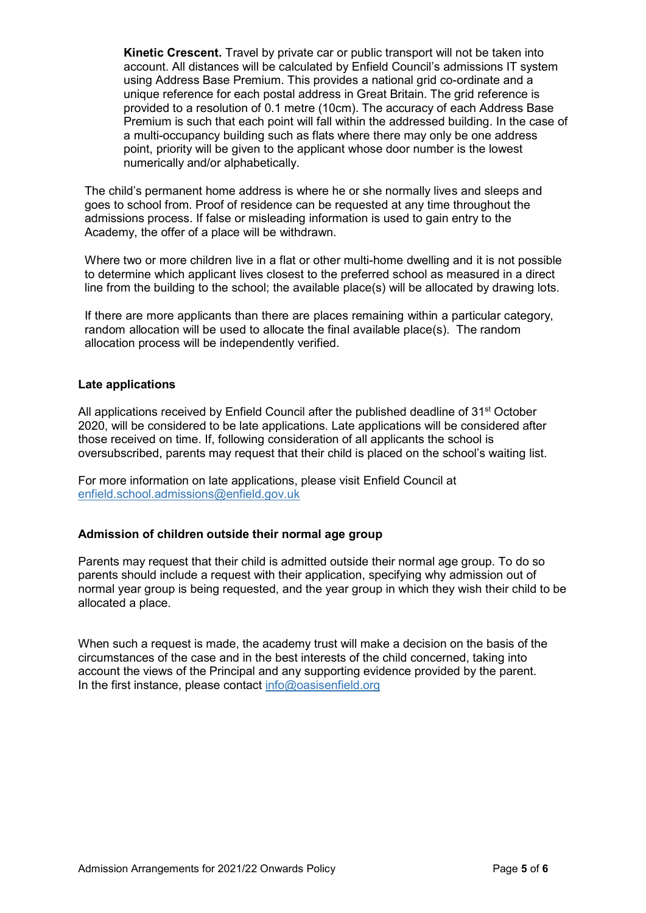**Kinetic Crescent.** Travel by private car or public transport will not be taken into account. All distances will be calculated by Enfield Council's admissions IT system using Address Base Premium. This provides a national grid co-ordinate and a unique reference for each postal address in Great Britain. The grid reference is provided to a resolution of 0.1 metre (10cm). The accuracy of each Address Base Premium is such that each point will fall within the addressed building. In the case of a multi-occupancy building such as flats where there may only be one address point, priority will be given to the applicant whose door number is the lowest numerically and/or alphabetically.

The child's permanent home address is where he or she normally lives and sleeps and goes to school from. Proof of residence can be requested at any time throughout the admissions process. If false or misleading information is used to gain entry to the Academy, the offer of a place will be withdrawn.

Where two or more children live in a flat or other multi-home dwelling and it is not possible to determine which applicant lives closest to the preferred school as measured in a direct line from the building to the school; the available place(s) will be allocated by drawing lots.

If there are more applicants than there are places remaining within a particular category, random allocation will be used to allocate the final available place(s). The random allocation process will be independently verified.

**Late applications**

All applications received by Enfield Council after the published deadline of 31st October 2020, will be considered to be late applications. Late applications will be considered after those received on time. If, following consideration of all applicants the school is oversubscribed, parents may request that their child is placed on the school's waiting list.

For more information on late applications, please visit Enfield Council at [enfield.school.admissions@enfield.gov.uk](mailto:enfield.school.admissions@enfield.gov.uk)

**Admission of children outside their normal age group**

Parents may request that their child is admitted outside their normal age group. To do so parents should include a request with their application, specifying why admission out of normal year group is being requested, and the year group in which they wish their child to be allocated a place.

When such a request is made, the academy trust will make a decision on the basis of the circumstances of the case and in the best interests of the child concerned, taking into account the views of the Principal and any supporting evidence provided by the parent. In the first instance, please contact [info@oasisenfield.org](mailto:info@oasisenfield.org)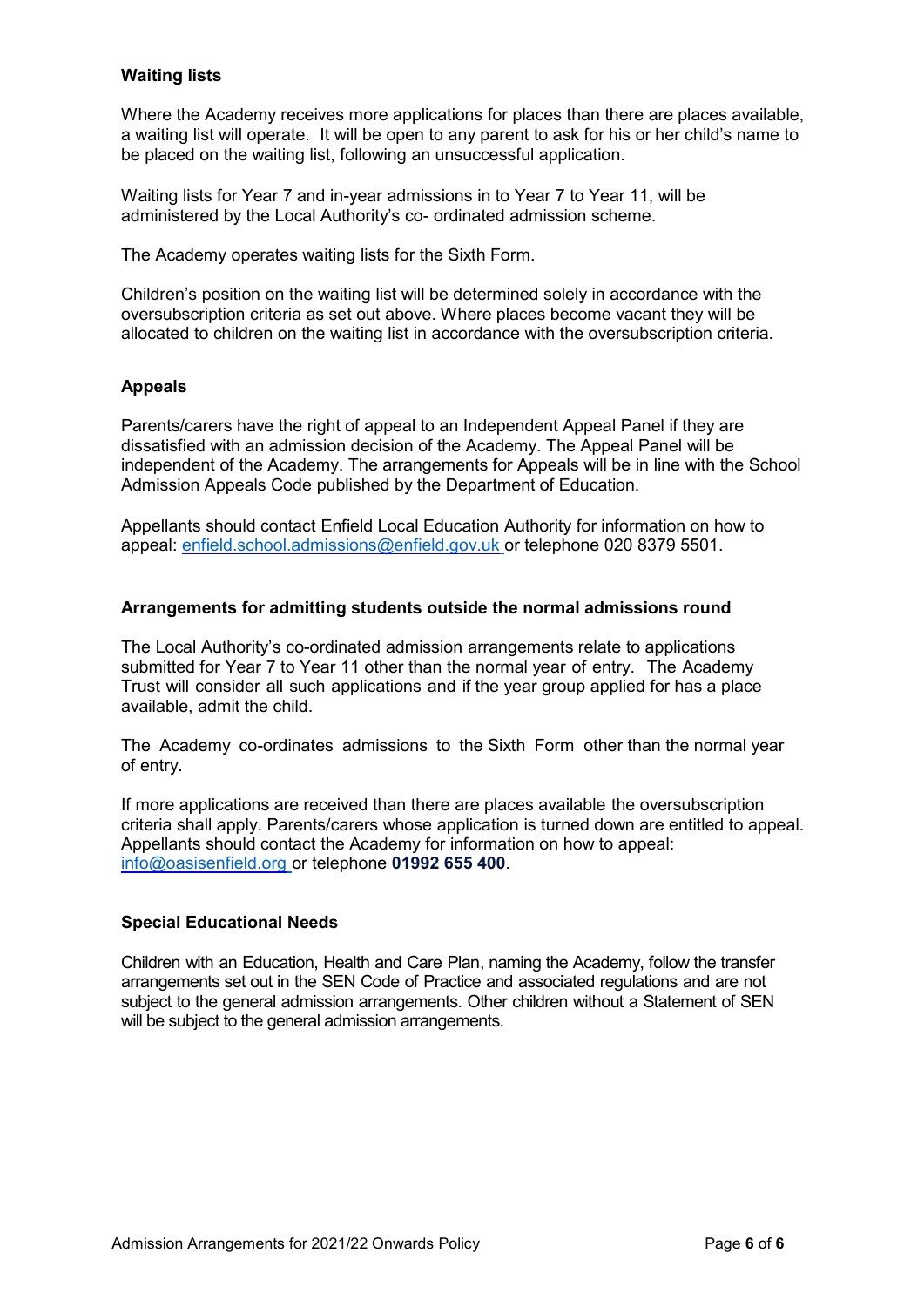**Waiting lists**

Where the Academy receives more applications for places than there are places available, a waiting list will operate. It will be open to any parent to ask for his or her child's name to be placed on the waiting list, following an unsuccessful application.

Waiting lists for Year 7 and in-year admissions in to Year 7 to Year 11, will be administered by the Local Authority's co- ordinated admission scheme.

The Academy operates waiting lists for the Sixth Form.

Children's position on the waiting list will be determined solely in accordance with the oversubscription criteria as set out above. Where places become vacant they will be allocated to children on the waiting list in accordance with the oversubscription criteria.

**Appeals**

Parents/carers have the right of appeal to an Independent Appeal Panel if they are dissatisfied with an admission decision of the Academy. The Appeal Panel will be independent of the Academy. The arrangements for Appeals will be in line with the School Admission Appeals Code published by the Department of Education.

Appellants should contact Enfield Local Education Authority for information on how to appeal: enfield.school.admissions@enfield.gov.uk or telephone 020 8379 5501.

**Arrangements for admitting students outside the normal admissions round**

The Local Authority's co-ordinated admission arrangements relate to applications submitted for Year 7 to Year 11 other than the normal year of entry. The Academy Trust will consider all such applications and if the year group applied for has a place available, admit the child.

The Academy co-ordinates admissions to the Sixth Form other than the normal year of entry.

If more applications are received than there are places available the oversubscription criteria shall apply. Parents/carers whose application is turned down are entitled to appeal. Appellants should contact the Academy for information on how to appeal: info@oasisenfield.org or telephone **01992 655 400**.

**Special Educational Needs**

Children with an Education, Health and Care Plan, naming the Academy, follow the transfer arrangements set out in the SEN Code of Practice and associated regulations and are not subject to the general admission arrangements. Other children without a Statement of SEN will be subject to the general admission arrangements.